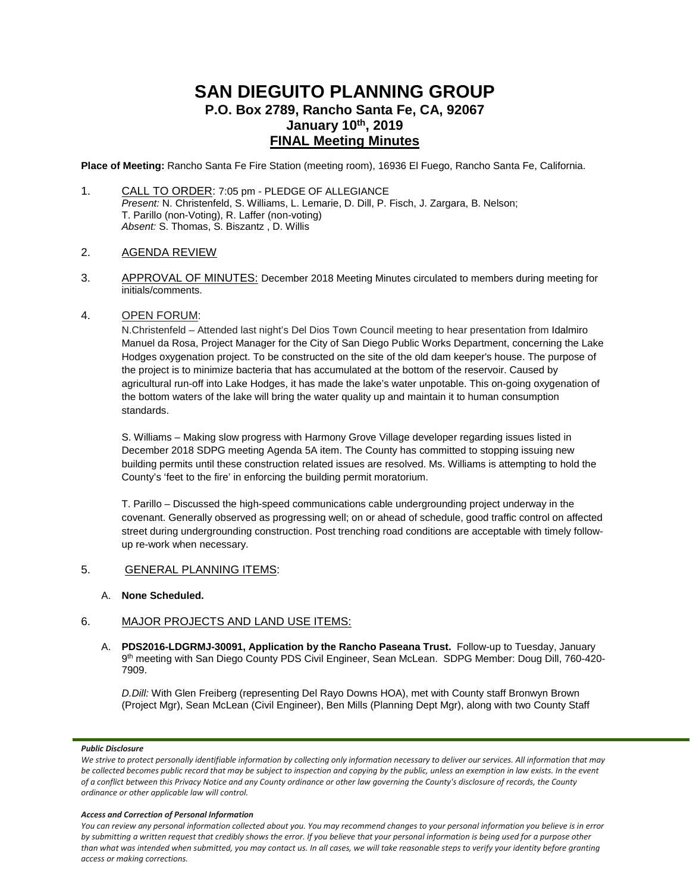// SAN DIEGUITO PLANNING GROUP
## P.O. Box 2789, Rancho Santa Fe, CA, 92067
## January 10th, 2019
## FINAL Meeting Minutes

**Place of Meeting:** Rancho Santa Fe Fire Station (meeting room), 16936 El Fuego, Rancho Santa Fe, California.

1. CALL TO ORDER: 7:05 pm - PLEDGE OF ALLEGIANCE
   *Present:* N. Christenfeld, S. Williams, L. Lemarie, D. Dill, P. Fisch, J. Zargara, B. Nelson; T. Parillo (non-Voting), R. Laffer (non-voting)
   *Absent:* S. Thomas, S. Biszantz , D. Willis

2. AGENDA REVIEW

3. APPROVAL OF MINUTES: December 2018 Meeting Minutes circulated to members during meeting for initials/comments.

4. OPEN FORUM:

   N.Christenfeld – Attended last night's Del Dios Town Council meeting to hear presentation from Idalmiro Manuel da Rosa, Project Manager for the City of San Diego Public Works Department, concerning the Lake Hodges oxygenation project. To be constructed on the site of the old dam keeper's house. The purpose of the project is to minimize bacteria that has accumulated at the bottom of the reservoir. Caused by agricultural run-off into Lake Hodges, it has made the lake's water unpotable. This on-going oxygenation of the bottom waters of the lake will bring the water quality up and maintain it to human consumption standards.

   S. Williams – Making slow progress with Harmony Grove Village developer regarding issues listed in December 2018 SDPG meeting Agenda 5A item. The County has committed to stopping issuing new building permits until these construction related issues are resolved. Ms. Williams is attempting to hold the County's 'feet to the fire' in enforcing the building permit moratorium.

   T. Parillo – Discussed the high-speed communications cable undergrounding project underway in the covenant. Generally observed as progressing well; on or ahead of schedule, good traffic control on affected street during undergrounding construction. Post trenching road conditions are acceptable with timely follow-up re-work when necessary.

5. GENERAL PLANNING ITEMS:

   A. **None Scheduled.**

6. MAJOR PROJECTS AND LAND USE ITEMS:

   A. **PDS2016-LDGRMJ-30091, Application by the Rancho Paseana Trust.** Follow-up to Tuesday, January 9th meeting with San Diego County PDS Civil Engineer, Sean McLean. SDPG Member: Doug Dill, 760-420-7909.

   *D.Dill:* With Glen Freiberg (representing Del Rayo Downs HOA), met with County staff Bronwyn Brown (Project Mgr), Sean McLean (Civil Engineer), Ben Mills (Planning Dept Mgr), along with two County Staff

***Public Disclosure***

*We strive to protect personally identifiable information by collecting only information necessary to deliver our services. All information that may be collected becomes public record that may be subject to inspection and copying by the public, unless an exemption in law exists. In the event of a conflict between this Privacy Notice and any County ordinance or other law governing the County's disclosure of records, the County ordinance or other applicable law will control.*

***Access and Correction of Personal Information***

*You can review any personal information collected about you. You may recommend changes to your personal information you believe is in error by submitting a written request that credibly shows the error. If you believe that your personal information is being used for a purpose other than what was intended when submitted, you may contact us. In all cases, we will take reasonable steps to verify your identity before granting access or making corrections.*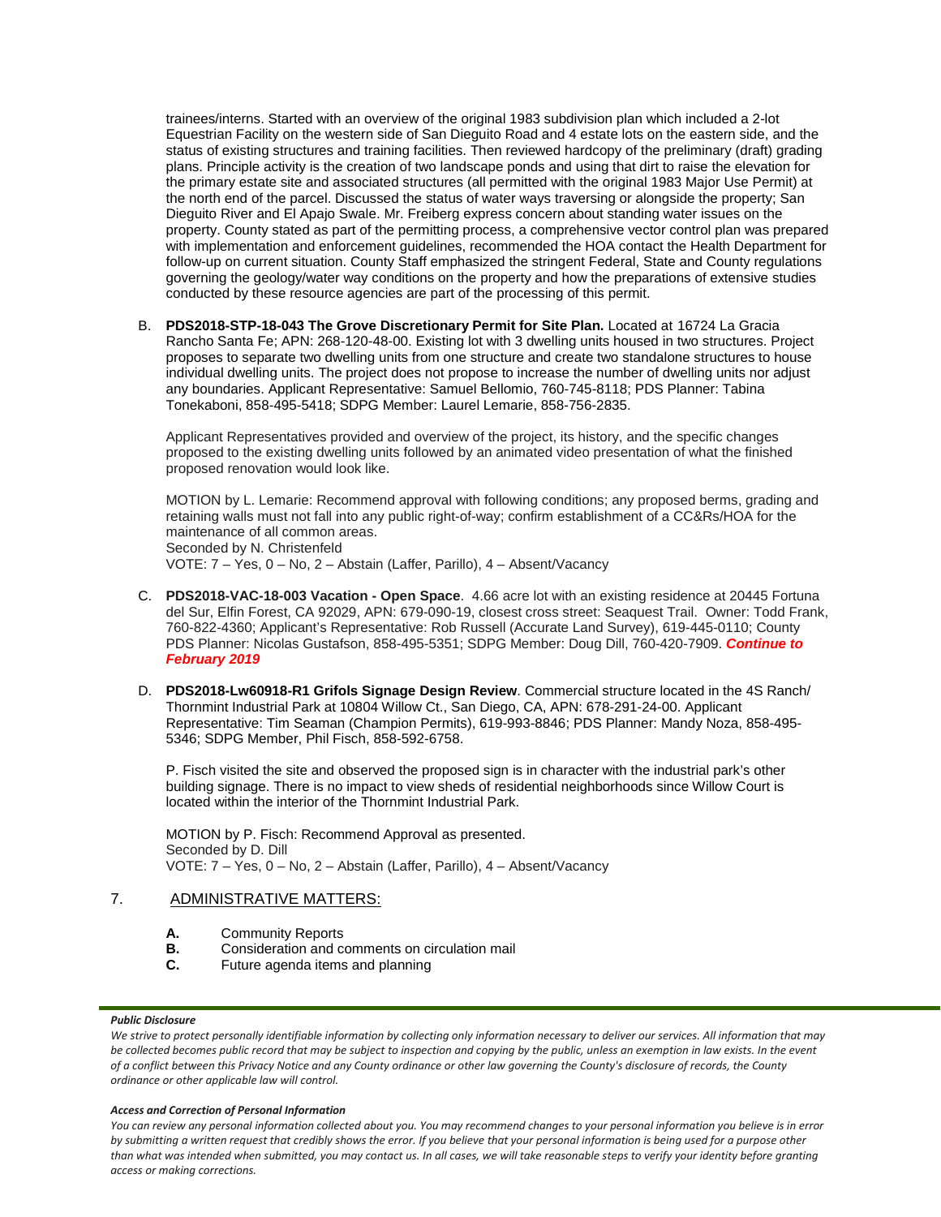trainees/interns. Started with an overview of the original 1983 subdivision plan which included a 2-lot Equestrian Facility on the western side of San Dieguito Road and 4 estate lots on the eastern side, and the status of existing structures and training facilities. Then reviewed hardcopy of the preliminary (draft) grading plans. Principle activity is the creation of two landscape ponds and using that dirt to raise the elevation for the primary estate site and associated structures (all permitted with the original 1983 Major Use Permit) at the north end of the parcel. Discussed the status of water ways traversing or alongside the property; San Dieguito River and El Apajo Swale. Mr. Freiberg express concern about standing water issues on the property. County stated as part of the permitting process, a comprehensive vector control plan was prepared with implementation and enforcement guidelines, recommended the HOA contact the Health Department for follow-up on current situation. County Staff emphasized the stringent Federal, State and County regulations governing the geology/water way conditions on the property and how the preparations of extensive studies conducted by these resource agencies are part of the processing of this permit.

B. **PDS2018-STP-18-043 The Grove Discretionary Permit for Site Plan.** Located at 16724 La Gracia Rancho Santa Fe; APN: 268-120-48-00. Existing lot with 3 dwelling units housed in two structures. Project proposes to separate two dwelling units from one structure and create two standalone structures to house individual dwelling units. The project does not propose to increase the number of dwelling units nor adjust any boundaries. Applicant Representative: Samuel Bellomio, 760-745-8118; PDS Planner: Tabina Tonekaboni, 858-495-5418; SDPG Member: Laurel Lemarie, 858-756-2835.

   Applicant Representatives provided and overview of the project, its history, and the specific changes proposed to the existing dwelling units followed by an animated video presentation of what the finished proposed renovation would look like.

   MOTION by L. Lemarie: Recommend approval with following conditions; any proposed berms, grading and retaining walls must not fall into any public right-of-way; confirm establishment of a CC&Rs/HOA for the maintenance of all common areas.
   Seconded by N. Christenfeld
   VOTE: 7 – Yes, 0 – No, 2 – Abstain (Laffer, Parillo), 4 – Absent/Vacancy

C. **PDS2018-VAC-18-003 Vacation - Open Space**. 4.66 acre lot with an existing residence at 20445 Fortuna del Sur, Elfin Forest, CA 92029, APN: 679-090-19, closest cross street: Seaquest Trail. Owner: Todd Frank, 760-822-4360; Applicant's Representative: Rob Russell (Accurate Land Survey), 619-445-0110; County PDS Planner: Nicolas Gustafson, 858-495-5351; SDPG Member: Doug Dill, 760-420-7909. ***Continue to February 2019***

D. **PDS2018-Lw60918-R1 Grifols Signage Design Review**. Commercial structure located in the 4S Ranch/ Thornmint Industrial Park at 10804 Willow Ct., San Diego, CA, APN: 678-291-24-00. Applicant Representative: Tim Seaman (Champion Permits), 619-993-8846; PDS Planner: Mandy Noza, 858-495-5346; SDPG Member, Phil Fisch, 858-592-6758.

   P. Fisch visited the site and observed the proposed sign is in character with the industrial park's other building signage. There is no impact to view sheds of residential neighborhoods since Willow Court is located within the interior of the Thornmint Industrial Park.

   MOTION by P. Fisch: Recommend Approval as presented.
   Seconded by D. Dill
   VOTE: 7 – Yes, 0 – No, 2 – Abstain (Laffer, Parillo), 4 – Absent/Vacancy

7. ADMINISTRATIVE MATTERS:

   **A.** Community Reports
   **B.** Consideration and comments on circulation mail
   **C.** Future agenda items and planning

***Public Disclosure***

*We strive to protect personally identifiable information by collecting only information necessary to deliver our services. All information that may be collected becomes public record that may be subject to inspection and copying by the public, unless an exemption in law exists. In the event of a conflict between this Privacy Notice and any County ordinance or other law governing the County's disclosure of records, the County ordinance or other applicable law will control.*

***Access and Correction of Personal Information***

*You can review any personal information collected about you. You may recommend changes to your personal information you believe is in error by submitting a written request that credibly shows the error. If you believe that your personal information is being used for a purpose other than what was intended when submitted, you may contact us. In all cases, we will take reasonable steps to verify your identity before granting access or making corrections.*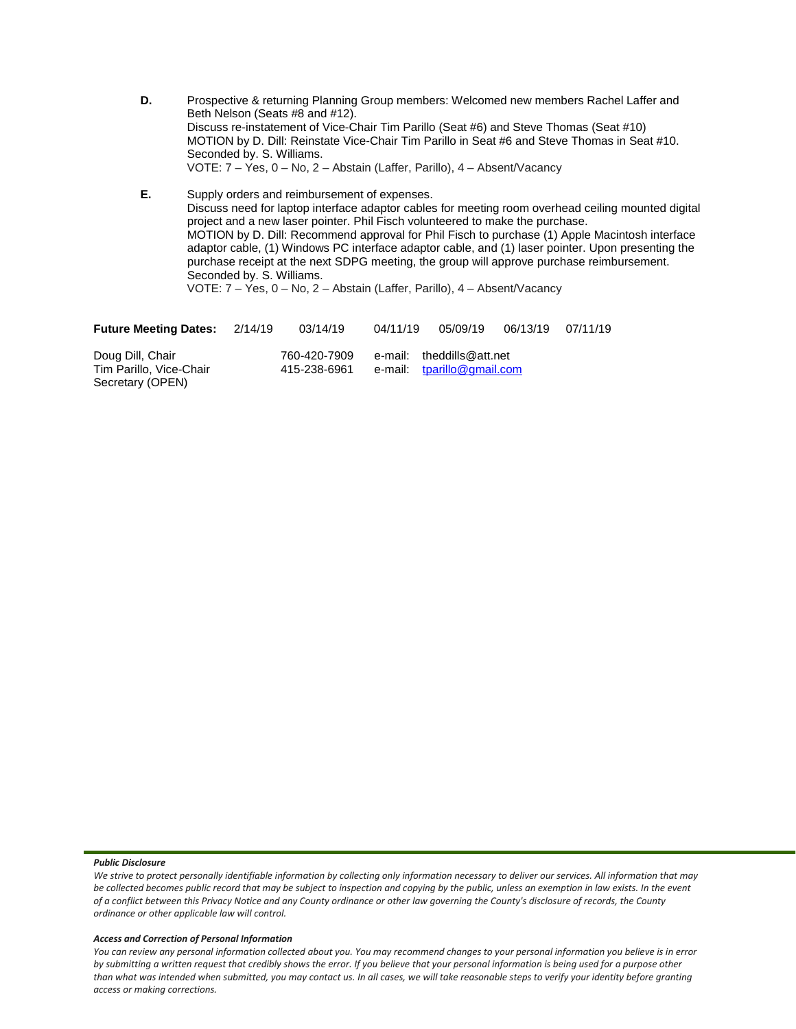**D.** Prospective & returning Planning Group members: Welcomed new members Rachel Laffer and Beth Nelson (Seats #8 and #12).
Discuss re-instatement of Vice-Chair Tim Parillo (Seat #6) and Steve Thomas (Seat #10)
MOTION by D. Dill: Reinstate Vice-Chair Tim Parillo in Seat #6 and Steve Thomas in Seat #10.
Seconded by. S. Williams.
VOTE: 7 – Yes, 0 – No, 2 – Abstain (Laffer, Parillo), 4 – Absent/Vacancy

**E.** Supply orders and reimbursement of expenses.
Discuss need for laptop interface adaptor cables for meeting room overhead ceiling mounted digital project and a new laser pointer. Phil Fisch volunteered to make the purchase.
MOTION by D. Dill: Recommend approval for Phil Fisch to purchase (1) Apple Macintosh interface adaptor cable, (1) Windows PC interface adaptor cable, and (1) laser pointer. Upon presenting the purchase receipt at the next SDPG meeting, the group will approve purchase reimbursement.
Seconded by. S. Williams.
VOTE: 7 – Yes, 0 – No, 2 – Abstain (Laffer, Parillo), 4 – Absent/Vacancy

**Future Meeting Dates:** 2/14/19 03/14/19 04/11/19 05/09/19 06/13/19 07/11/19

Doug Dill, Chair 760-420-7909 e-mail: theddills@att.net
Tim Parillo, Vice-Chair 415-238-6961 e-mail: tparillo@gmail.com
Secretary (OPEN)

***Public Disclosure***

*We strive to protect personally identifiable information by collecting only information necessary to deliver our services. All information that may be collected becomes public record that may be subject to inspection and copying by the public, unless an exemption in law exists. In the event of a conflict between this Privacy Notice and any County ordinance or other law governing the County's disclosure of records, the County ordinance or other applicable law will control.*

***Access and Correction of Personal Information***

*You can review any personal information collected about you. You may recommend changes to your personal information you believe is in error by submitting a written request that credibly shows the error. If you believe that your personal information is being used for a purpose other than what was intended when submitted, you may contact us. In all cases, we will take reasonable steps to verify your identity before granting access or making corrections.*